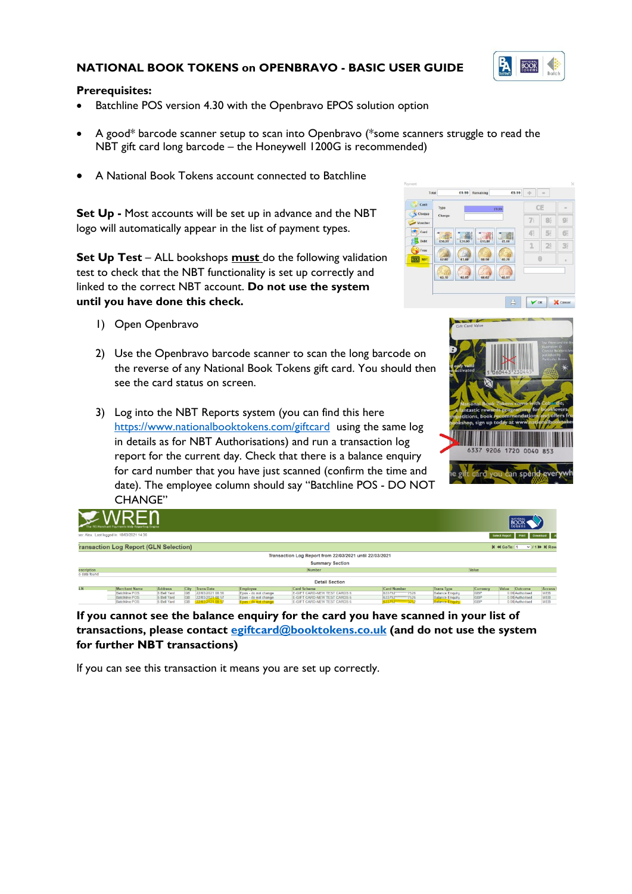# NATIONAL BOOK TOKENS on OPENBRAVO - BASIC USER GUIDE

**Prerequisites:**

- Batchline POS version 4.30 with the Openbravo EPOS solution option
- A good* barcode scanner setup to scan into Openbravo (*some scanners struggle to read the NBT gift card long barcode – the Honeywell 1200G is recommended)
- A National Book Tokens account connected to Batchline

**Set Up -** Most accounts will be set up in advance and the NBT logo will automatically appear in the list of payment types.

**Set Up Test** – ALL bookshops **must** do the following validation test to check that the NBT functionality is set up correctly and linked to the correct NBT account. **Do not use the system until you have done this check.**

1) Open Openbravo
2) Use the Openbravo barcode scanner to scan the long barcode on the reverse of any National Book Tokens gift card. You should then see the card status on screen.
3) Log into the NBT Reports system (you can find this here https://www.nationalbooktokens.com/giftcard using the same log in details as for NBT Authorisations) and run a transaction log report for the current day. Check that there is a balance enquiry for card number that you have just scanned (confirm the time and date). The employee column should say "Batchline POS - DO NOT CHANGE"

**If you cannot see the balance enquiry for the card you have scanned in your list of transactions, please contact egiftcard@booktokens.co.uk (and do not use the system for further NBT transactions)**

If you can see this transaction it means you are set up correctly.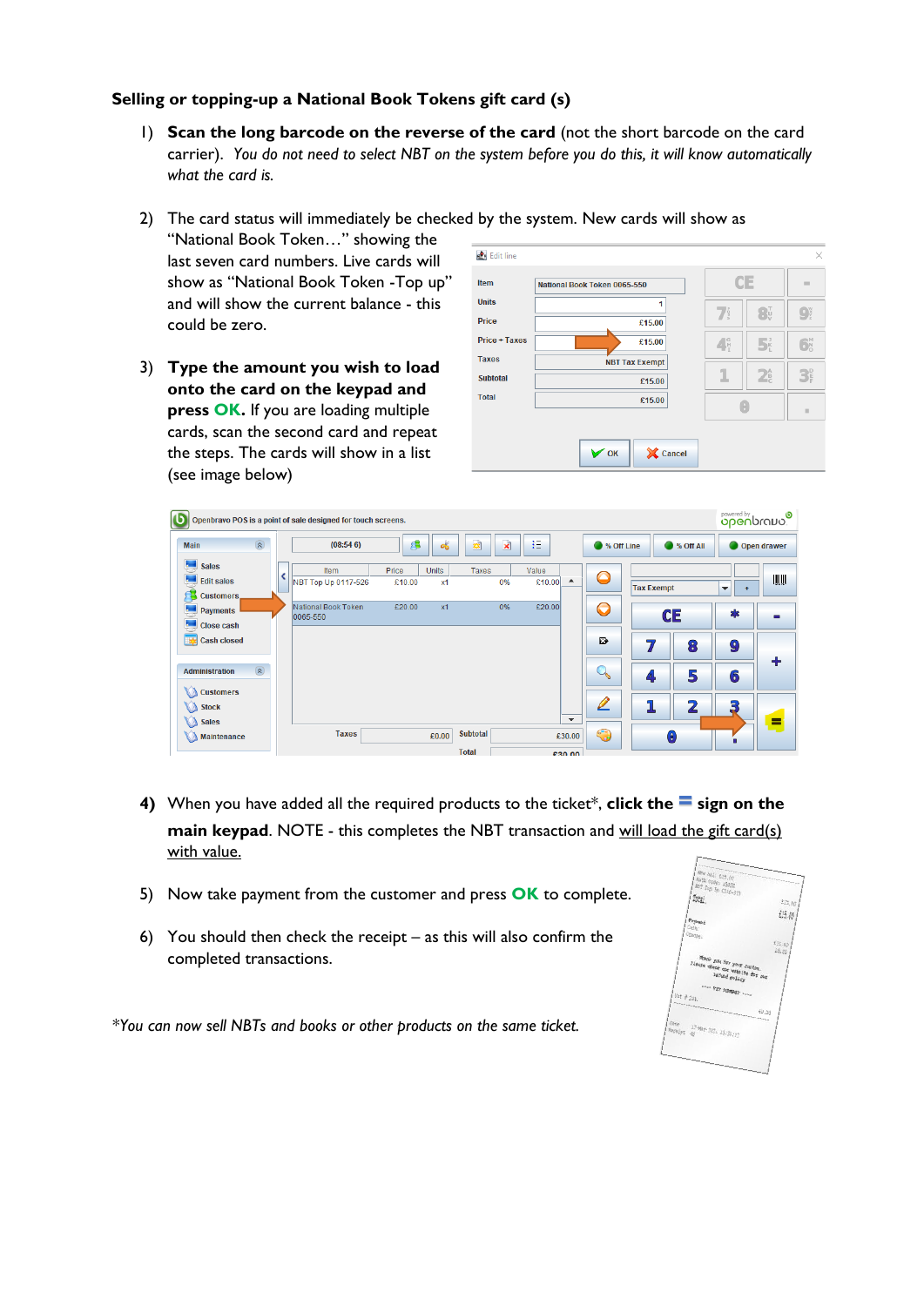**Selling or topping-up a National Book Tokens gift card (s)**

1) **Scan the long barcode on the reverse of the card** (not the short barcode on the card carrier). *You do not need to select NBT on the system before you do this, it will know automatically what the card is.*

2) The card status will immediately be checked by the system. New cards will show as "National Book Token…" showing the last seven card numbers. Live cards will show as "National Book Token -Top up" and will show the current balance - this could be zero.

3) **Type the amount you wish to load onto the card on the keypad and press OK.** If you are loading multiple cards, scan the second card and repeat the steps. The cards will show in a list (see image below)

4) When you have added all the required products to the ticket*, **click the = sign on the main keypad**. NOTE - this completes the NBT transaction and <u>will load the gift card(s) with value.</u>

5) Now take payment from the customer and press **OK** to complete.

6) You should then check the receipt – as this will also confirm the completed transactions.

*\*You can now sell NBTs and books or other products on the same ticket.*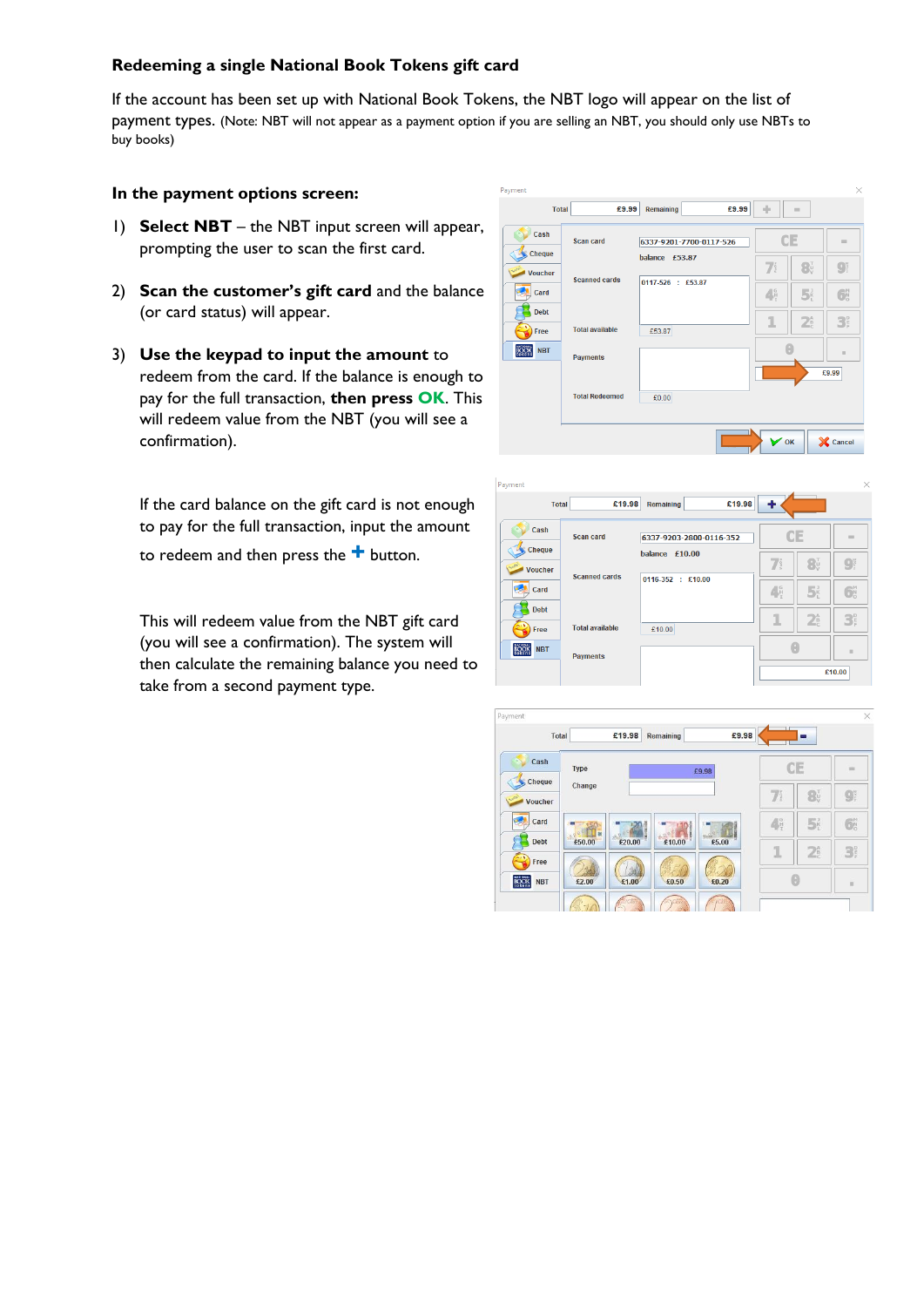### Redeeming a single National Book Tokens gift card

If the account has been set up with National Book Tokens, the NBT logo will appear on the list of payment types. (Note: NBT will not appear as a payment option if you are selling an NBT, you should only use NBTs to buy books)

**In the payment options screen:**

1) **Select NBT** – the NBT input screen will appear, prompting the user to scan the first card.

2) **Scan the customer's gift card** and the balance (or card status) will appear.

3) **Use the keypad to input the amount** to redeem from the card. If the balance is enough to pay for the full transaction, **then press OK**. This will redeem value from the NBT (you will see a confirmation).

If the card balance on the gift card is not enough to pay for the full transaction, input the amount to redeem and then press the **+** button.

This will redeem value from the NBT gift card (you will see a confirmation). The system will then calculate the remaining balance you need to take from a second payment type.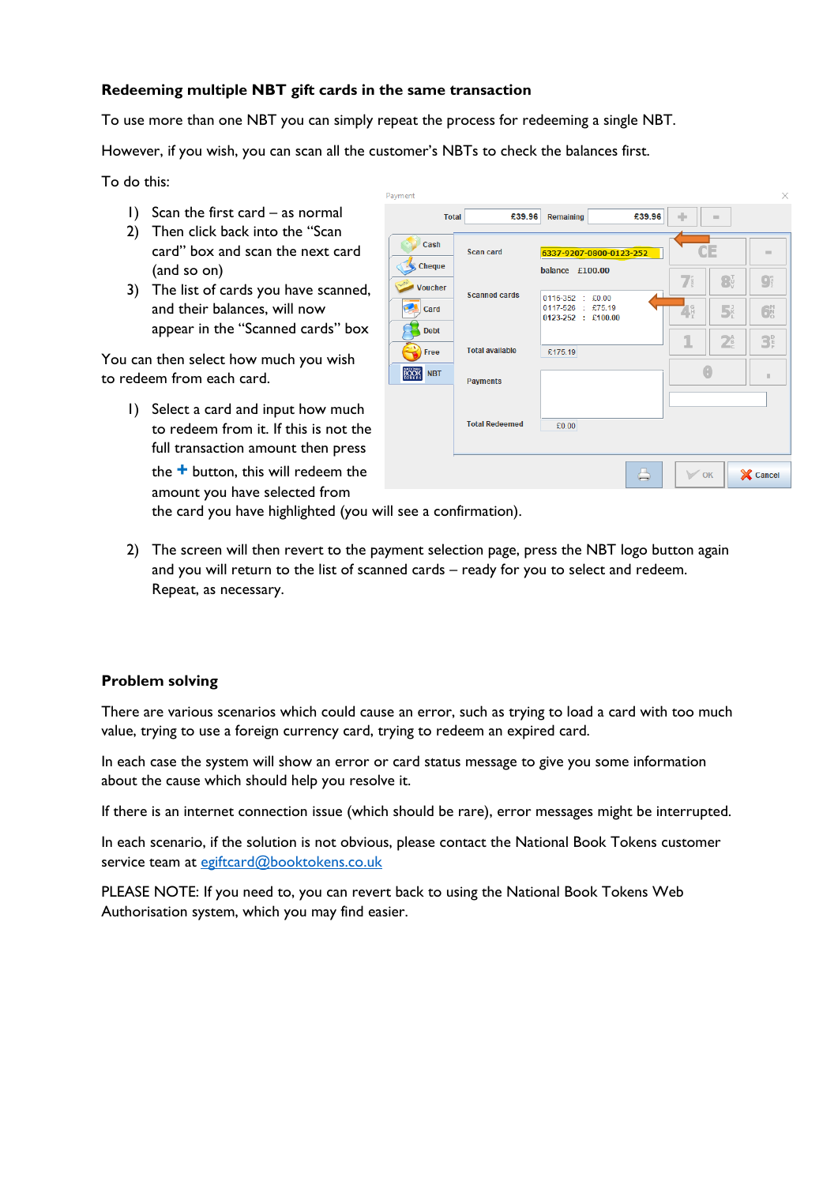**Redeeming multiple NBT gift cards in the same transaction**

To use more than one NBT you can simply repeat the process for redeeming a single NBT.

However, if you wish, you can scan all the customer's NBTs to check the balances first.

To do this:

1) Scan the first card – as normal
2) Then click back into the "Scan card" box and scan the next card (and so on)
3) The list of cards you have scanned, and their balances, will now appear in the "Scanned cards" box

You can then select how much you wish to redeem from each card.

1) Select a card and input how much to redeem from it. If this is not the full transaction amount then press the **+** button, this will redeem the amount you have selected from the card you have highlighted (you will see a confirmation).
2) The screen will then revert to the payment selection page, press the NBT logo button again and you will return to the list of scanned cards – ready for you to select and redeem. Repeat, as necessary.

**Problem solving**

There are various scenarios which could cause an error, such as trying to load a card with too much value, trying to use a foreign currency card, trying to redeem an expired card.

In each case the system will show an error or card status message to give you some information about the cause which should help you resolve it.

If there is an internet connection issue (which should be rare), error messages might be interrupted.

In each scenario, if the solution is not obvious, please contact the National Book Tokens customer service team at egiftcard@booktokens.co.uk

PLEASE NOTE: If you need to, you can revert back to using the National Book Tokens Web Authorisation system, which you may find easier.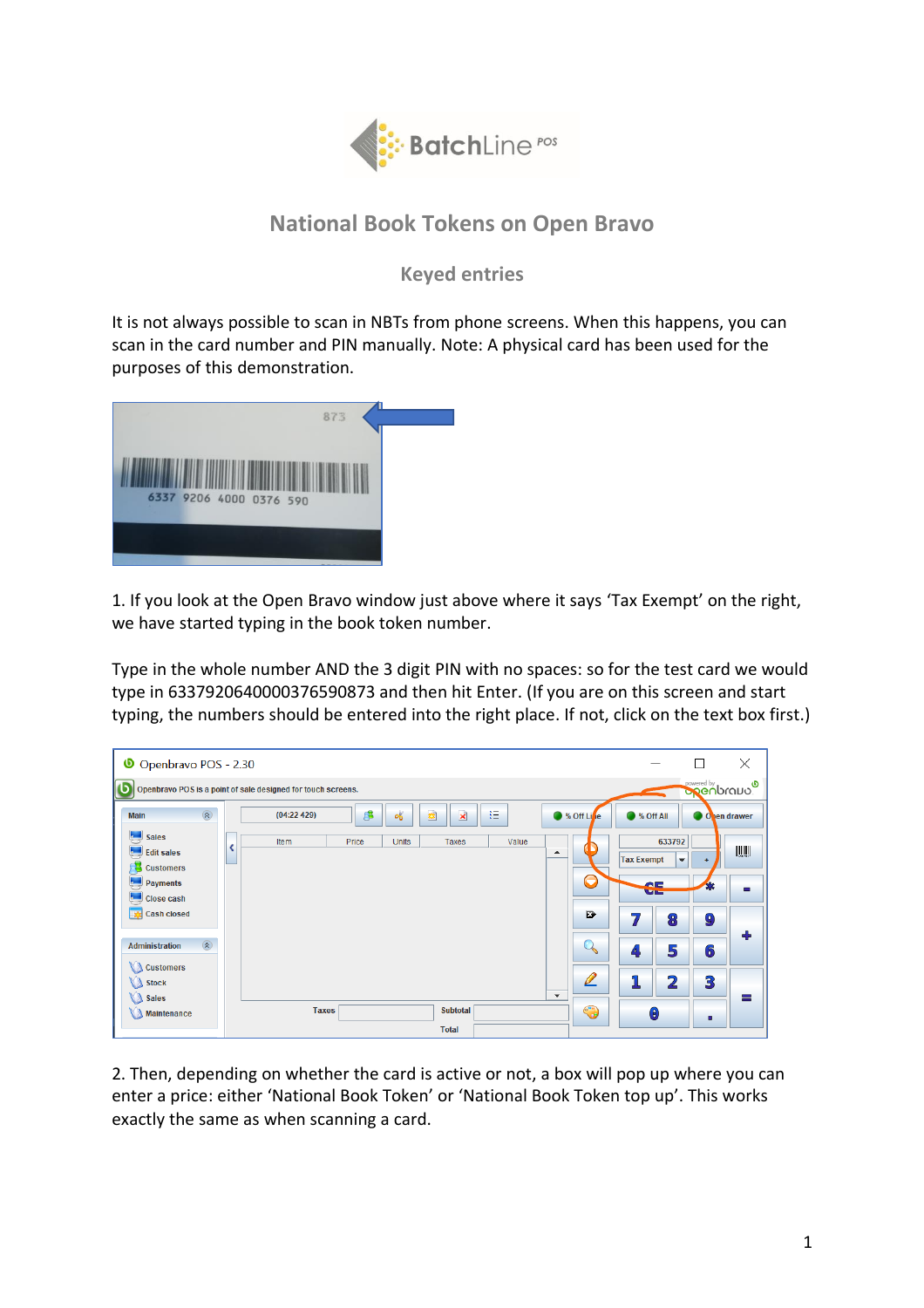# National Book Tokens on Open Bravo

## Keyed entries

It is not always possible to scan in NBTs from phone screens. When this happens, you can scan in the card number and PIN manually. Note: A physical card has been used for the purposes of this demonstration.

1. If you look at the Open Bravo window just above where it says 'Tax Exempt' on the right, we have started typing in the book token number.

Type in the whole number AND the 3 digit PIN with no spaces: so for the test card we would type in 6337920640000376590873 and then hit Enter. (If you are on this screen and start typing, the numbers should be entered into the right place. If not, click on the text box first.)

2. Then, depending on whether the card is active or not, a box will pop up where you can enter a price: either 'National Book Token' or 'National Book Token top up'. This works exactly the same as when scanning a card.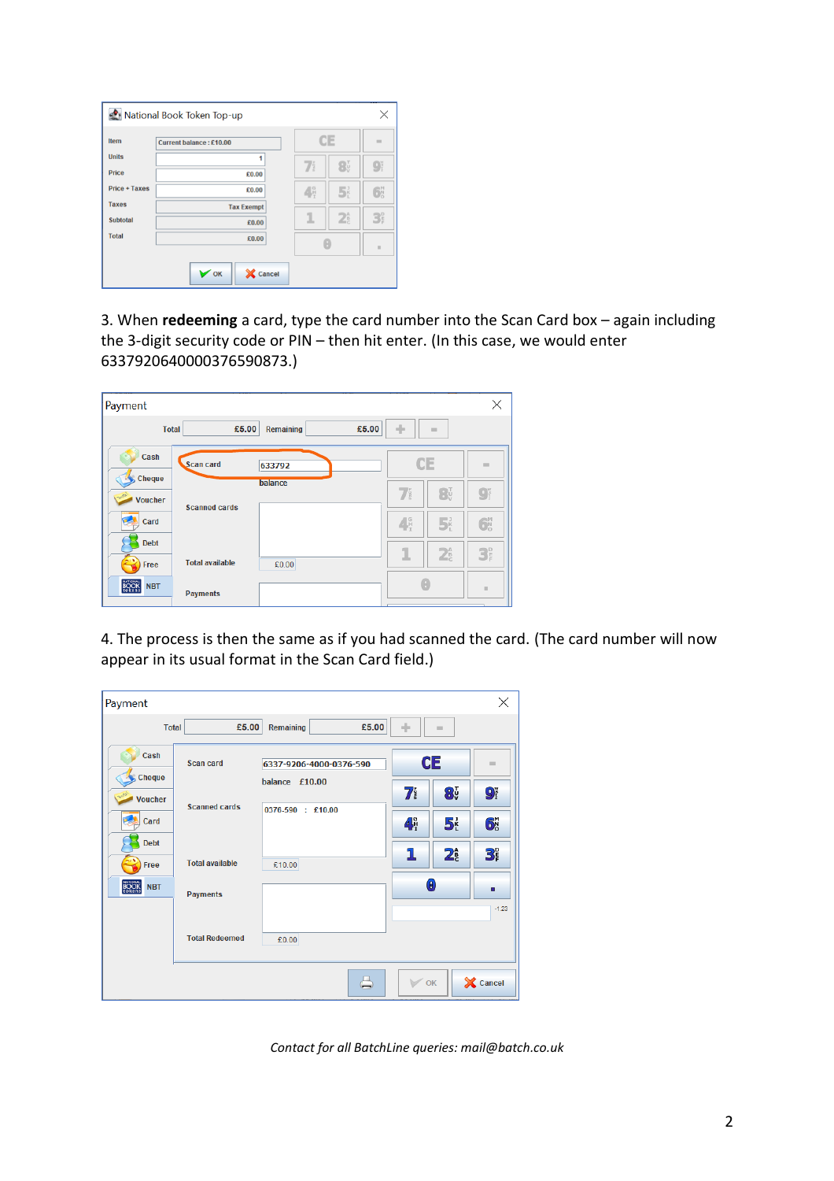3. When **redeeming** a card, type the card number into the Scan Card box – again including the 3-digit security code or PIN – then hit enter. (In this case, we would enter 6337920640000376590873.)

4. The process is then the same as if you had scanned the card. (The card number will now appear in its usual format in the Scan Card field.)

*Contact for all BatchLine queries: mail@batch.co.uk*